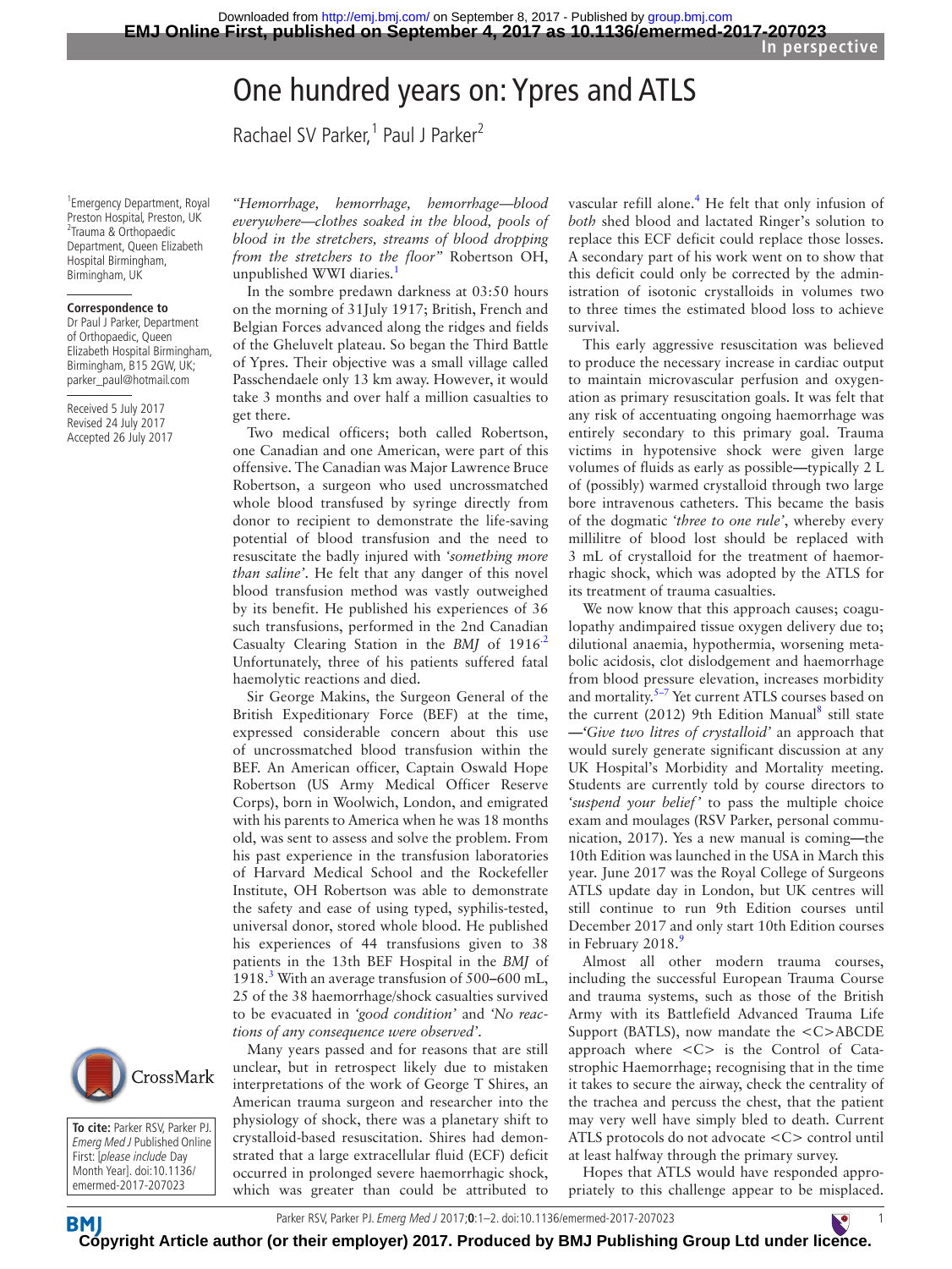In perspective

# One hundred years on: Ypres and ATLS

Rachael SV Parker,[1] Paul J Parker[2]

[1]Emergency Department, Royal Preston Hospital, Preston, UK
[2]Trauma & Orthopaedic Department, Queen Elizabeth Hospital Birmingham, Birmingham, UK

**Correspondence to**
Dr Paul J Parker, Department of Orthopaedic, Queen Elizabeth Hospital Birmingham, Birmingham, B15 2GW, UK; parker_paul@hotmail.com

Received 5 July 2017
Revised 24 July 2017
Accepted 26 July 2017

**To cite:** Parker RSV, Parker PJ. *Emerg Med J* Published Online First: [*please include* Day Month Year]. doi:10.1136/emermed-2017-207023

*"Hemorrhage, hemorrhage, hemorrhage—blood everywhere—clothes soaked in the blood, pools of blood in the stretchers, streams of blood dropping from the stretchers to the floor"* Robertson OH, unpublished WWI diaries.[1]

In the sombre predawn darkness at 03:50 hours on the morning of 31July 1917; British, French and Belgian Forces advanced along the ridges and fields of the Gheluvelt plateau. So began the Third Battle of Ypres. Their objective was a small village called Passchendaele only 13 km away. However, it would take 3 months and over half a million casualties to get there.

Two medical officers; both called Robertson, one Canadian and one American, were part of this offensive. The Canadian was Major Lawrence Bruce Robertson, a surgeon who used uncrossmatched whole blood transfused by syringe directly from donor to recipient to demonstrate the life-saving potential of blood transfusion and the need to resuscitate the badly injured with *'something more than saline'*. He felt that any danger of this novel blood transfusion method was vastly outweighed by its benefit. He published his experiences of 36 such transfusions, performed in the 2nd Canadian Casualty Clearing Station in the *BMJ* of 1916[2] Unfortunately, three of his patients suffered fatal haemolytic reactions and died.

Sir George Makins, the Surgeon General of the British Expeditionary Force (BEF) at the time, expressed considerable concern about this use of uncrossmatched blood transfusion within the BEF. An American officer, Captain Oswald Hope Robertson (US Army Medical Officer Reserve Corps), born in Woolwich, London, and emigrated with his parents to America when he was 18 months old, was sent to assess and solve the problem. From his past experience in the transfusion laboratories of Harvard Medical School and the Rockefeller Institute, OH Robertson was able to demonstrate the safety and ease of using typed, syphilis-tested, universal donor, stored whole blood. He published his experiences of 44 transfusions given to 38 patients in the 13th BEF Hospital in the *BMJ* of 1918.[3] With an average transfusion of 500–600 mL, 25 of the 38 haemorrhage/shock casualties survived to be evacuated in *'good condition'* and *'No reactions of any consequence were observed'*.

Many years passed and for reasons that are still unclear, but in retrospect likely due to mistaken interpretations of the work of George T Shires, an American trauma surgeon and researcher into the physiology of shock, there was a planetary shift to crystalloid-based resuscitation. Shires had demonstrated that a large extracellular fluid (ECF) deficit occurred in prolonged severe haemorrhagic shock, which was greater than could be attributed to vascular refill alone.[4] He felt that only infusion of *both* shed blood and lactated Ringer's solution to replace this ECF deficit could replace those losses. A secondary part of his work went on to show that this deficit could only be corrected by the administration of isotonic crystalloids in volumes two to three times the estimated blood loss to achieve survival.

This early aggressive resuscitation was believed to produce the necessary increase in cardiac output to maintain microvascular perfusion and oxygenation as primary resuscitation goals. It was felt that any risk of accentuating ongoing haemorrhage was entirely secondary to this primary goal. Trauma victims in hypotensive shock were given large volumes of fluids as early as possible—typically 2 L of (possibly) warmed crystalloid through two large bore intravenous catheters. This became the basis of the dogmatic *'three to one rule'*, whereby every millilitre of blood lost should be replaced with 3 mL of crystalloid for the treatment of haemorrhagic shock, which was adopted by the ATLS for its treatment of trauma casualties.

We now know that this approach causes; coagulopathy andimpaired tissue oxygen delivery due to; dilutional anaemia, hypothermia, worsening metabolic acidosis, clot dislodgement and haemorrhage from blood pressure elevation, increases morbidity and mortality.[5–7] Yet current ATLS courses based on the current (2012) 9th Edition Manual[8] still state —*'Give two litres of crystalloid'* an approach that would surely generate significant discussion at any UK Hospital's Morbidity and Mortality meeting. Students are currently told by course directors to *'suspend your belief'* to pass the multiple choice exam and moulages (RSV Parker, personal communication, 2017). Yes a new manual is coming—the 10th Edition was launched in the USA in March this year. June 2017 was the Royal College of Surgeons ATLS update day in London, but UK centres will still continue to run 9th Edition courses until December 2017 and only start 10th Edition courses in February 2018.[9]

Almost all other modern trauma courses, including the successful European Trauma Course and trauma systems, such as those of the British Army with its Battlefield Advanced Trauma Life Support (BATLS), now mandate the <C>ABCDE approach where <C> is the Control of Catastrophic Haemorrhage; recognising that in the time it takes to secure the airway, check the centrality of the trachea and percuss the chest, that the patient may very well have simply bled to death. Current ATLS protocols do not advocate <C> control until at least halfway through the primary survey.

Hopes that ATLS would have responded appropriately to this challenge appear to be misplaced.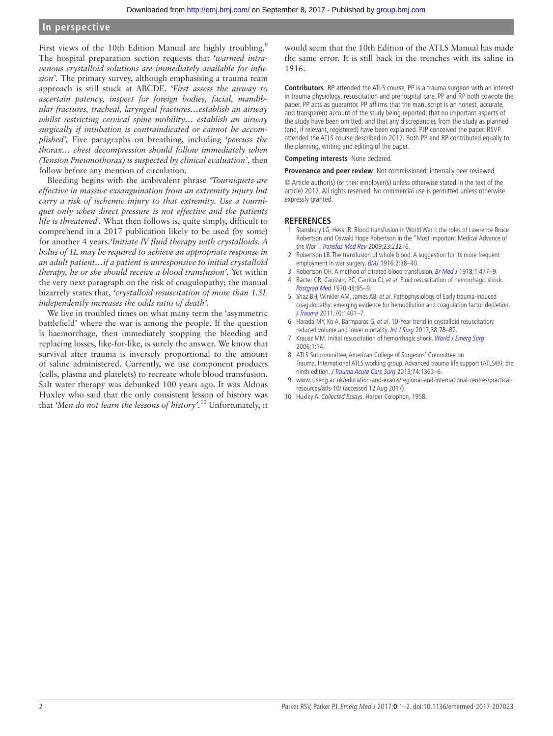First views of the 10th Edition Manual are highly troubling.[9] The hospital preparation section requests that *'warmed intravenous crystalloid solutions are immediately available for infusion'*. The primary survey, although emphasising a trauma team approach is still stuck at ABCDE. *'First assess the airway to ascertain patency, inspect for foreign bodies, facial, mandibular fractures, tracheal, laryngeal fractures…establish an airway whilst restricting cervical spine mobility… establish an airway surgically if intubation is contraindicated or cannot be accomplished'*. Five paragraphs on breathing, including *'percuss the thorax… chest decompression should follow immediately when (Tension Pneumothorax) is suspected by clinical evaluation'*, then follow before any mention of circulation.

Bleeding begins with the ambivalent phrase *'Tourniquets are effective in massive exsanguination from an extremity injury but carry a risk of ischemic injury to that extremity. Use a tourniquet only when direct pressure is not effective and the patients life is threatened'*. What then follows is, quite simply, difficult to comprehend in a 2017 publication likely to be used (by some) for another 4 years.*'Initiate IV fluid therapy with crystalloids. A bolus of 1L may be required to achieve an appropriate response in an adult patient…if a patient is unresponsive to initial crystalloid therapy, he or she should receive a blood transfusion'*. Yet within the very next paragraph on the risk of coagulopathy; the manual bizarrely states that, *'crystalloid resuscitation of more than 1.5L independently increases the odds ratio of death'*.

We live in troubled times on what many term the 'asymmetric battlefield' where the war is among the people. If the question is haemorrhage, then immediately stopping the bleeding and replacing losses, like-for-like, is surely the answer. We know that survival after trauma is inversely proportional to the amount of saline administered. Currently, we use component products (cells, plasma and platelets) to recreate whole blood transfusion. Salt water therapy was debunked 100 years ago. It was Aldous Huxley who said that the only consistent lesson of history was that *'Men do not learn the lessons of history'*.[10] Unfortunately, it would seem that the 10th Edition of the ATLS Manual has made the same error. It is still back in the trenches with its saline in 1916.

**Contributors** RP attended the ATLS course, PP is a trauma surgeon with an interest in trauma physiology, resuscitation and prehospital care. PP and RP both cowrote the paper. PP acts as guarantor. PP affirms that the manuscript is an honest, accurate, and transparent account of the study being reported; that no important aspects of the study have been omitted; and that any discrepancies from the study as planned (and, if relevant, registered) have been explained. PJP conceived the paper, RSVP attended the ATLS course described in 2017. Both PP and RP contributed equally to the planning, writing and editing of the paper.

**Competing interests** None declared.

**Provenance and peer review** Not commissioned; internally peer reviewed.

© Article author(s) (or their employer(s) unless otherwise stated in the text of the article) 2017. All rights reserved. No commercial use is permitted unless otherwise expressly granted.

## REFERENCES

1. Stansbury LG, Hess JR. Blood transfusion in World War I: the roles of Lawrence Bruce Robertson and Oswald Hope Robertson in the "Most Important Medical Advance of the War". *Transfus Med Rev* 2009;23:232–6.
2. Robertson LB. The transfusion of whole blood. A suggestion for its more frequent employment in war surgery. *BMJ* 1916;2:38–40.
3. Robertson OH. A method of citrated blood transfusion. *Br Med J* 1918;1:477–9.
4. Bacter CR, Canizaro PC, Carrico CJ, *et al*. Fluid resuscitation of hemorrhagic shock. *Postgrad Med* 1970;48:95–9.
5. Shaz BH, Winkler AM, James AB, *et al*. Pathophysiology of Early trauma-induced coagulopathy: emerging evidence for hemodilution and coagulation factor depletion. *J Trauma* 2011;70:1401–7.
6. Harada MY, Ko A, Barmparas G, *et al*. 10-Year trend in crystalloid resuscitation: reduced volume and lower mortality. *Int J Surg* 2017;38:78–82.
7. Krausz MM. Initial resuscitation of hemorrhagic shock. *World J Emerg Surg* 2006;1:14.
8. ATLS Subcommittee, American College of Surgeons' Committee on Trauma, International ATLS working group. Advanced trauma life support (ATLS®): the ninth edition. *J Trauma Acute Care Surg* 2013;74:1363–6.
9. www.rcseng.ac.uk/education-and-exams/regional-and-international-centres/practical-resources/atls-10/ (accessed 12 Aug 2017).
10. Huxley A. *Collected Essays*. Harper Colophon, 1958.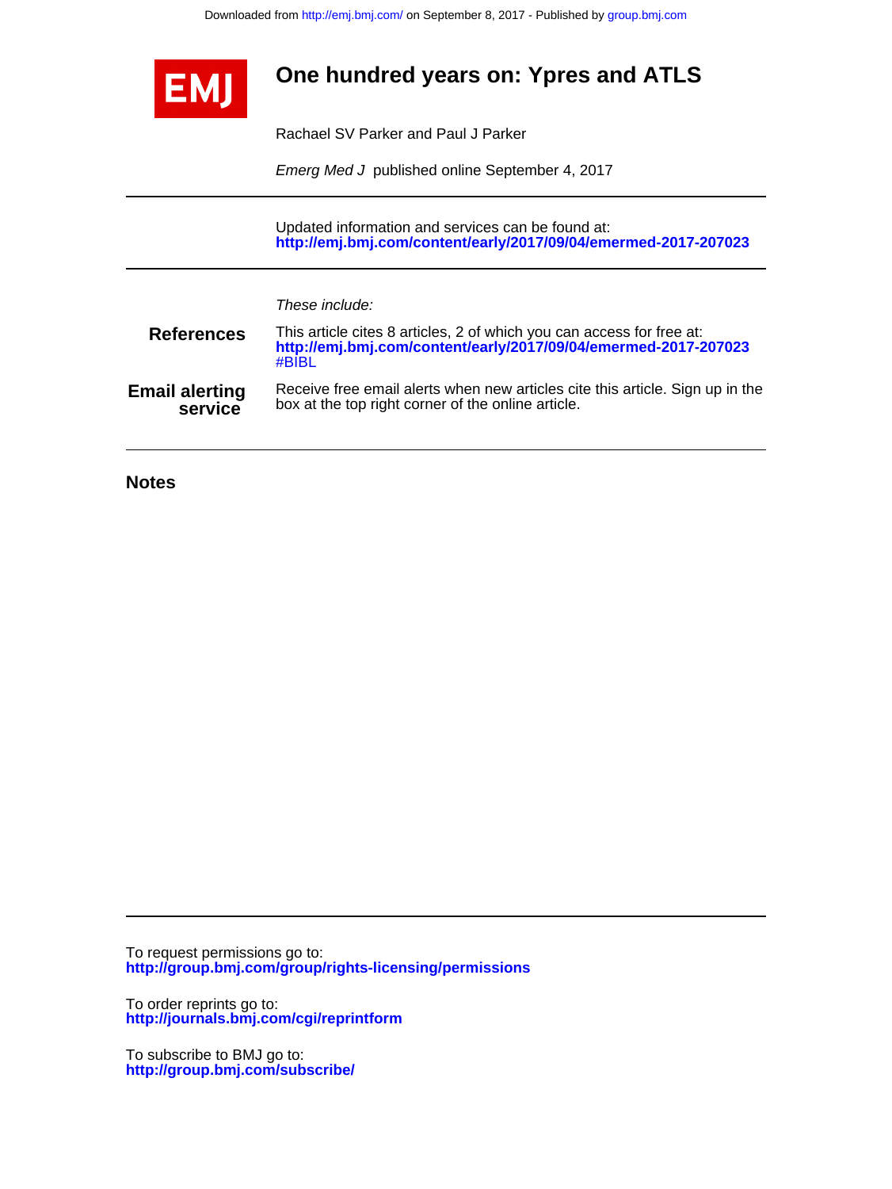Downloaded from http://emj.bmj.com/ on September 8, 2017 - Published by group.bmj.com

# One hundred years on: Ypres and ATLS

Rachael SV Parker and Paul J Parker

*Emerg Med J* published online September 4, 2017

Updated information and services can be found at:
**http://emj.bmj.com/content/early/2017/09/04/emermed-2017-207023**

*These include:*

**References**

This article cites 8 articles, 2 of which you can access for free at:
**http://emj.bmj.com/content/early/2017/09/04/emermed-2017-207023#BIBL**

**Email alerting service**

Receive free email alerts when new articles cite this article. Sign up in the box at the top right corner of the online article.

## Notes

To request permissions go to:
**http://group.bmj.com/group/rights-licensing/permissions**

To order reprints go to:
**http://journals.bmj.com/cgi/reprintform**

To subscribe to BMJ go to:
**http://group.bmj.com/subscribe/**